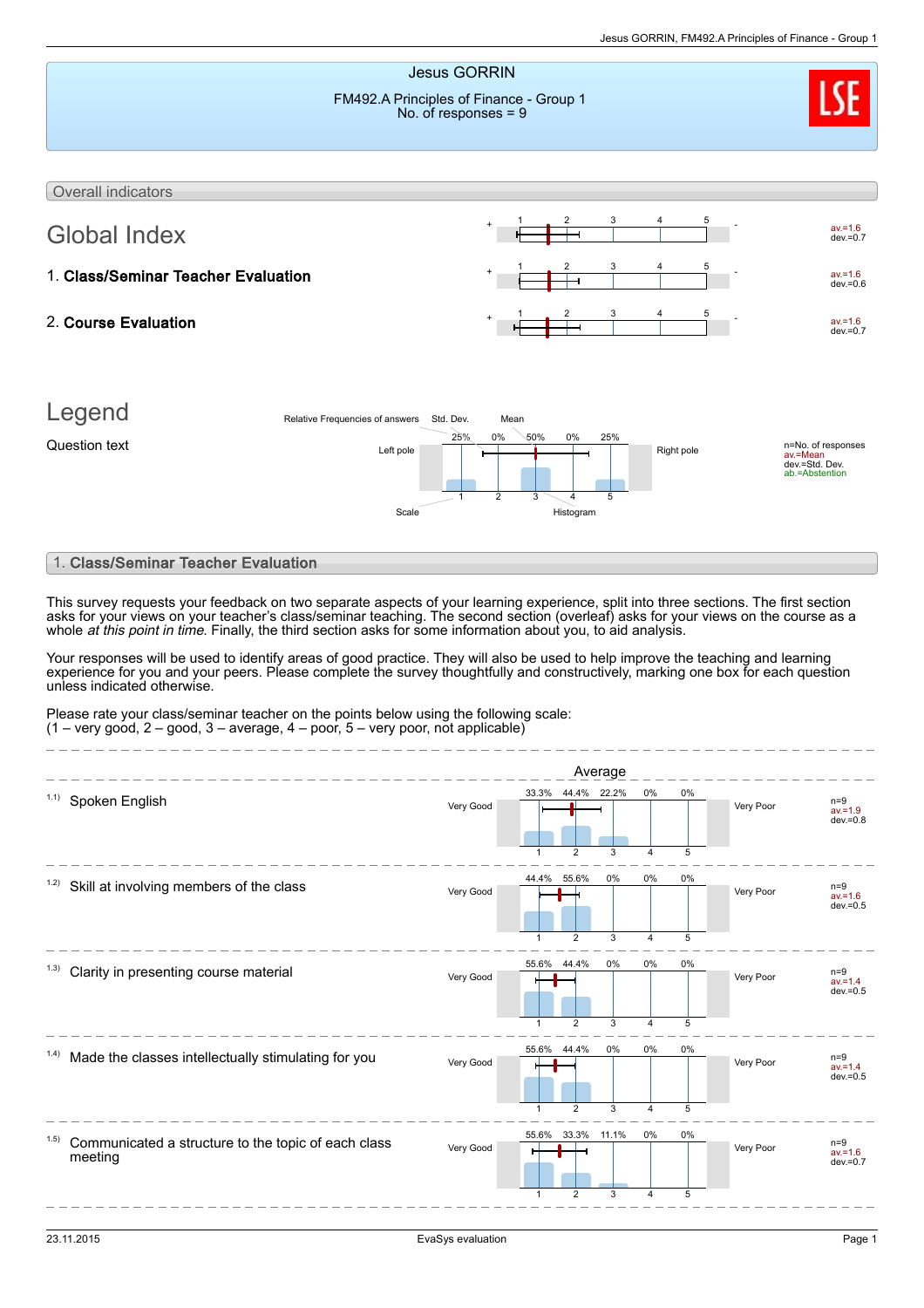# Jesus GORRIN

FM492.A Principles of Finance - Group 1
No. of responses = 9

## Overall indicators

| Indicator | Left pole | Right pole | av. | dev. |
|---|---|---|---|---|
| Global Index | + | - | 1.6 | 0.7 |
| 1. **Class/Seminar Teacher Evaluation** | + | - | 1.6 | 0.6 |
| 2. **Course Evaluation** | + | - | 1.6 | 0.7 |

## Legend

Question text

Relative Frequencies of answers — Std. Dev. — Mean

| Left pole | 25% | 0% | 50% | 0% | 25% | Right pole |
|---|---|---|---|---|---|---|
| Scale | 1 | 2 | 3 | 4 | 5 | Histogram |

n=No. of responses
av.=Mean
dev.=Std. Dev.
ab.=Abstention

## 1. Class/Seminar Teacher Evaluation

This survey requests your feedback on two separate aspects of your learning experience, split into three sections. The first section asks for your views on your teacher's class/seminar teaching. The second section (overleaf) asks for your views on the course as a whole *at this point in time*. Finally, the third section asks for some information about you, to aid analysis.

Your responses will be used to identify areas of good practice. They will also be used to help improve the teaching and learning experience for you and your peers. Please complete the survey thoughtfully and constructively, marking one box for each question unless indicated otherwise.

Please rate your class/seminar teacher on the points below using the following scale:
(1 – very good, 2 – good, 3 – average, 4 – poor, 5 – very poor, not applicable)

Average

| Question | Left pole | 1 | 2 | 3 | 4 | 5 | Right pole | n | av. | dev. |
|---|---|---|---|---|---|---|---|---|---|---|
| 1.1) Spoken English | Very Good | 33.3% | 44.4% | 22.2% | 0% | 0% | Very Poor | 9 | 1.9 | 0.8 |
| 1.2) Skill at involving members of the class | Very Good | 44.4% | 55.6% | 0% | 0% | 0% | Very Poor | 9 | 1.6 | 0.5 |
| 1.3) Clarity in presenting course material | Very Good | 55.6% | 44.4% | 0% | 0% | 0% | Very Poor | 9 | 1.4 | 0.5 |
| 1.4) Made the classes intellectually stimulating for you | Very Good | 55.6% | 44.4% | 0% | 0% | 0% | Very Poor | 9 | 1.4 | 0.5 |
| 1.5) Communicated a structure to the topic of each class meeting | Very Good | 55.6% | 33.3% | 11.1% | 0% | 0% | Very Poor | 9 | 1.6 | 0.7 |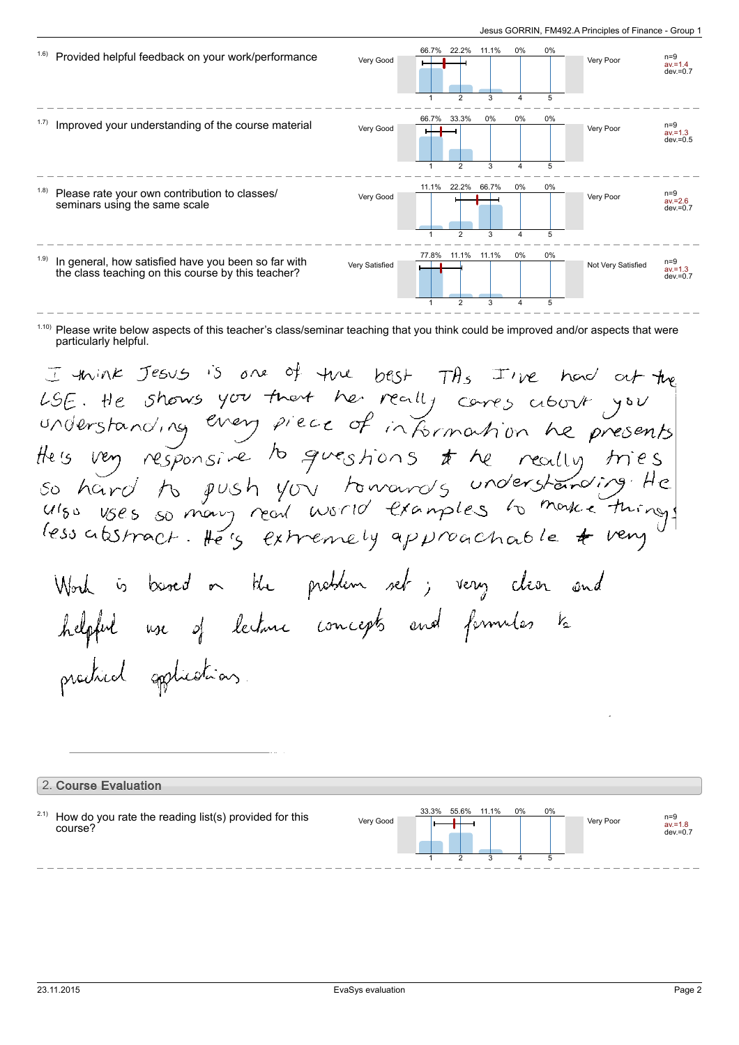1.6) Provided helpful feedback on your work/performance

| | 1 | 2 | 3 | 4 | 5 | | |
|---|---|---|---|---|---|---|---|
| Very Good | 66.7% | 22.2% | 11.1% | 0% | 0% | Very Poor | n=9 av.=1.4 dev.=0.7 |

1.7) Improved your understanding of the course material

| | 1 | 2 | 3 | 4 | 5 | | |
|---|---|---|---|---|---|---|---|
| Very Good | 66.7% | 33.3% | 0% | 0% | 0% | Very Poor | n=9 av.=1.3 dev.=0.5 |

1.8) Please rate your own contribution to classes/ seminars using the same scale

| | 1 | 2 | 3 | 4 | 5 | | |
|---|---|---|---|---|---|---|---|
| Very Good | 11.1% | 22.2% | 66.7% | 0% | 0% | Very Poor | n=9 av.=2.6 dev.=0.7 |

1.9) In general, how satisfied have you been so far with the class teaching on this course by this teacher?

| | 1 | 2 | 3 | 4 | 5 | | |
|---|---|---|---|---|---|---|---|
| Very Satisfied | 77.8% | 11.1% | 11.1% | 0% | 0% | Not Very Satisfied | n=9 av.=1.3 dev.=0.7 |

1.10) Please write below aspects of this teacher's class/seminar teaching that you think could be improved and/or aspects that were particularly helpful.

I think Jesus is one of the best TAs I've had at the LSE. He shows you that he really cares about you understanding every piece of information he presents. He's very responsive to questions & he really tries so hard to push you towards understanding. He also uses so many real world examples to make things less abstract. He's extremely approachable & very

Work is based on the problem set; very clear and helpful use of lecture concepts and formulas to practical applications.

## 2. Course Evaluation

2.1) How do you rate the reading list(s) provided for this course?

| | 1 | 2 | 3 | 4 | 5 | | |
|---|---|---|---|---|---|---|---|
| Very Good | 33.3% | 55.6% | 11.1% | 0% | 0% | Very Poor | n=9 av.=1.8 dev.=0.7 |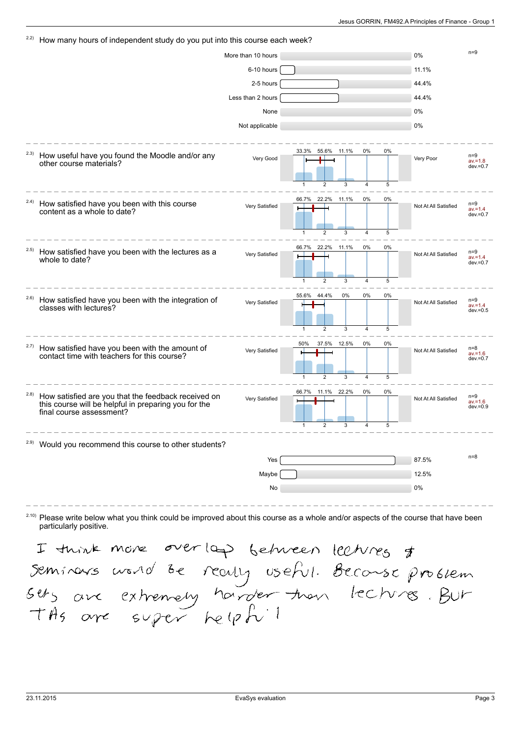2.2) How many hours of independent study do you put into this course each week?

| | | |
|---|---|---|
| More than 10 hours | 0% | n=9 |
| 6-10 hours | 11.1% | |
| 2-5 hours | 44.4% | |
| Less than 2 hours | 44.4% | |
| None | 0% | |
| Not applicable | 0% | |

2.3) How useful have you found the Moodle and/or any other course materials?

| Very Good | 1 | 2 | 3 | 4 | 5 | Very Poor | |
|---|---|---|---|---|---|---|---|
| | 33.3% | 55.6% | 11.1% | 0% | 0% | | n=9 av.=1.8 dev.=0.7 |

2.4) How satisfied have you been with this course content as a whole to date?

| Very Satisfied | 1 | 2 | 3 | 4 | 5 | Not At All Satisfied | |
|---|---|---|---|---|---|---|---|
| | 66.7% | 22.2% | 11.1% | 0% | 0% | | n=9 av.=1.4 dev.=0.7 |

2.5) How satisfied have you been with the lectures as a whole to date?

| Very Satisfied | 1 | 2 | 3 | 4 | 5 | Not At All Satisfied | |
|---|---|---|---|---|---|---|---|
| | 66.7% | 22.2% | 11.1% | 0% | 0% | | n=9 av.=1.4 dev.=0.7 |

2.6) How satisfied have you been with the integration of classes with lectures?

| Very Satisfied | 1 | 2 | 3 | 4 | 5 | Not At All Satisfied | |
|---|---|---|---|---|---|---|---|
| | 55.6% | 44.4% | 0% | 0% | 0% | | n=9 av.=1.4 dev.=0.5 |

2.7) How satisfied have you been with the amount of contact time with teachers for this course?

| Very Satisfied | 1 | 2 | 3 | 4 | 5 | Not At All Satisfied | |
|---|---|---|---|---|---|---|---|
| | 50% | 37.5% | 12.5% | 0% | 0% | | n=8 av.=1.6 dev.=0.7 |

2.8) How satisfied are you that the feedback received on this course will be helpful in preparing you for the final course assessment?

| Very Satisfied | 1 | 2 | 3 | 4 | 5 | Not At All Satisfied | |
|---|---|---|---|---|---|---|---|
| | 66.7% | 11.1% | 22.2% | 0% | 0% | | n=9 av.=1.6 dev.=0.9 |

2.9) Would you recommend this course to other students?

| | | |
|---|---|---|
| Yes | 87.5% | n=8 |
| Maybe | 12.5% | |
| No | 0% | |

2.10) Please write below what you think could be improved about this course as a whole and/or aspects of the course that have been particularly positive.

I think more overlap between lectures & seminars would be really useful. Because problem sets are extremely harder than lectures. But TAs are super helpful!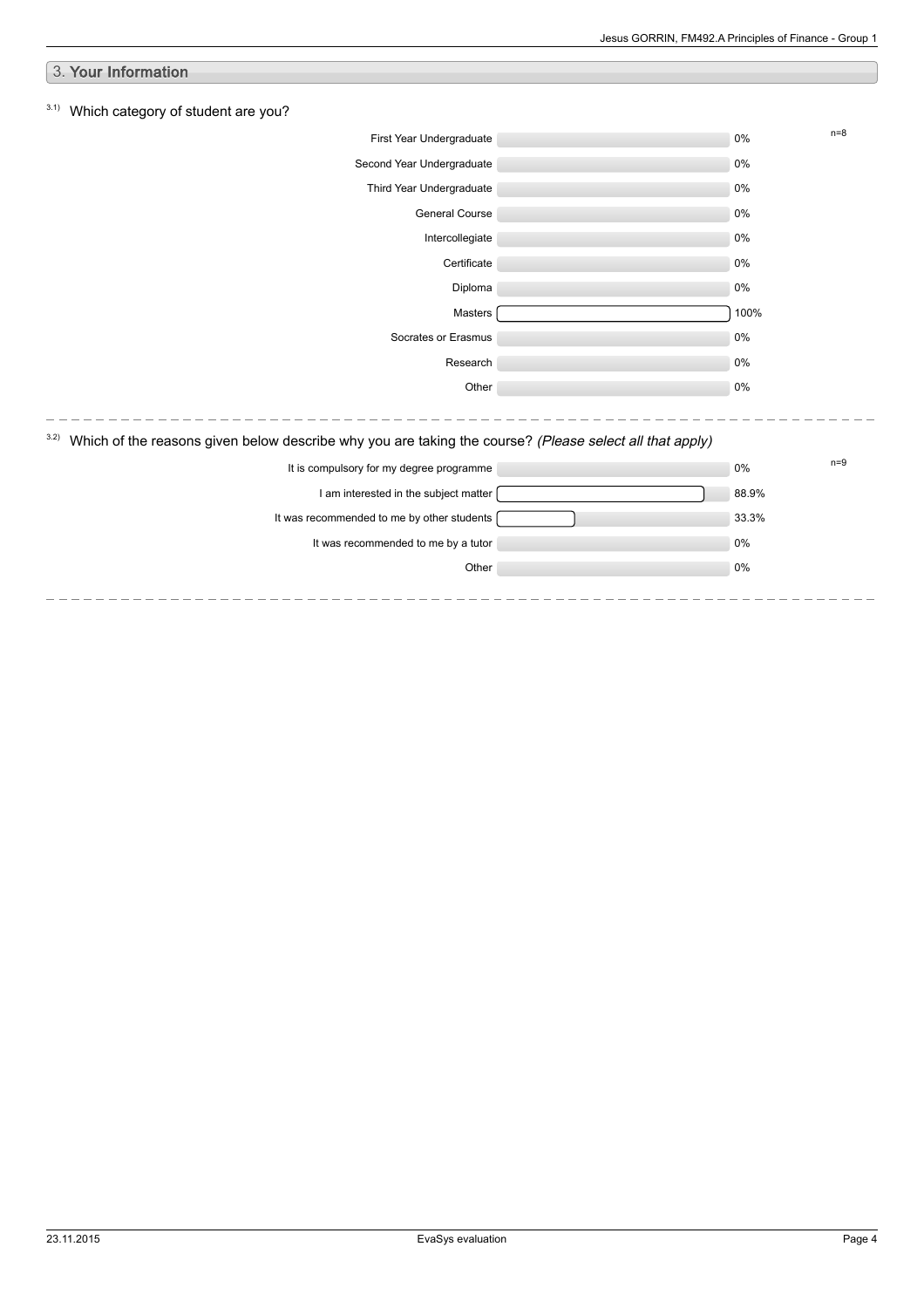## 3. Your Information

### 3.1) Which category of student are you?

n=8

| Category | % |
| --- | --- |
| First Year Undergraduate | 0% |
| Second Year Undergraduate | 0% |
| Third Year Undergraduate | 0% |
| General Course | 0% |
| Intercollegiate | 0% |
| Certificate | 0% |
| Diploma | 0% |
| Masters | 100% |
| Socrates or Erasmus | 0% |
| Research | 0% |
| Other | 0% |

### 3.2) Which of the reasons given below describe why you are taking the course? *(Please select all that apply)*

n=9

| Reason | % |
| --- | --- |
| It is compulsory for my degree programme | 0% |
| I am interested in the subject matter | 88.9% |
| It was recommended to me by other students | 33.3% |
| It was recommended to me by a tutor | 0% |
| Other | 0% |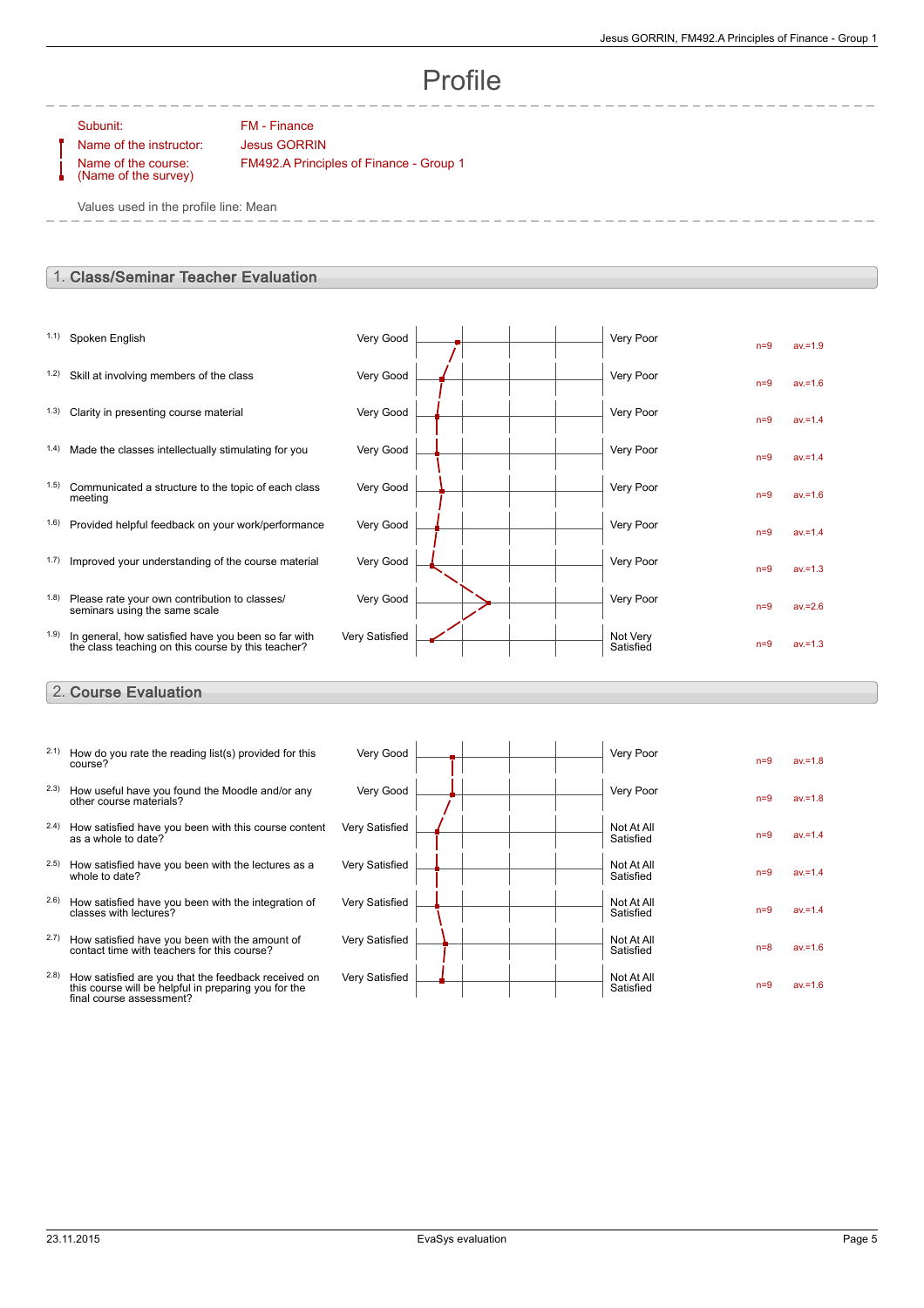# Profile

Subunit: FM - Finance

Name of the instructor: Jesus GORRIN

Name of the course: (Name of the survey) FM492.A Principles of Finance - Group 1

Values used in the profile line: Mean

## 1. Class/Seminar Teacher Evaluation

1.1) Spoken English — Very Good / Very Poor — n=9 av.=1.9

1.2) Skill at involving members of the class — Very Good / Very Poor — n=9 av.=1.6

1.3) Clarity in presenting course material — Very Good / Very Poor — n=9 av.=1.4

1.4) Made the classes intellectually stimulating for you — Very Good / Very Poor — n=9 av.=1.4

1.5) Communicated a structure to the topic of each class meeting — Very Good / Very Poor — n=9 av.=1.6

1.6) Provided helpful feedback on your work/performance — Very Good / Very Poor — n=9 av.=1.4

1.7) Improved your understanding of the course material — Very Good / Very Poor — n=9 av.=1.3

1.8) Please rate your own contribution to classes/ seminars using the same scale — Very Good / Very Poor — n=9 av.=2.6

1.9) In general, how satisfied have you been so far with the class teaching on this course by this teacher? — Very Satisfied / Not Very Satisfied — n=9 av.=1.3

## 2. Course Evaluation

2.1) How do you rate the reading list(s) provided for this course? — Very Good / Very Poor — n=9 av.=1.8

2.3) How useful have you found the Moodle and/or any other course materials? — Very Good / Very Poor — n=9 av.=1.8

2.4) How satisfied have you been with this course content as a whole to date? — Very Satisfied / Not At All Satisfied — n=9 av.=1.4

2.5) How satisfied have you been with the lectures as a whole to date? — Very Satisfied / Not At All Satisfied — n=9 av.=1.4

2.6) How satisfied have you been with the integration of classes with lectures? — Very Satisfied / Not At All Satisfied — n=9 av.=1.4

2.7) How satisfied have you been with the amount of contact time with teachers for this course? — Very Satisfied / Not At All Satisfied — n=8 av.=1.6

2.8) How satisfied are you that the feedback received on this course will be helpful in preparing you for the final course assessment? — Very Satisfied / Not At All Satisfied — n=9 av.=1.6

23.11.2015 EvaSys evaluation